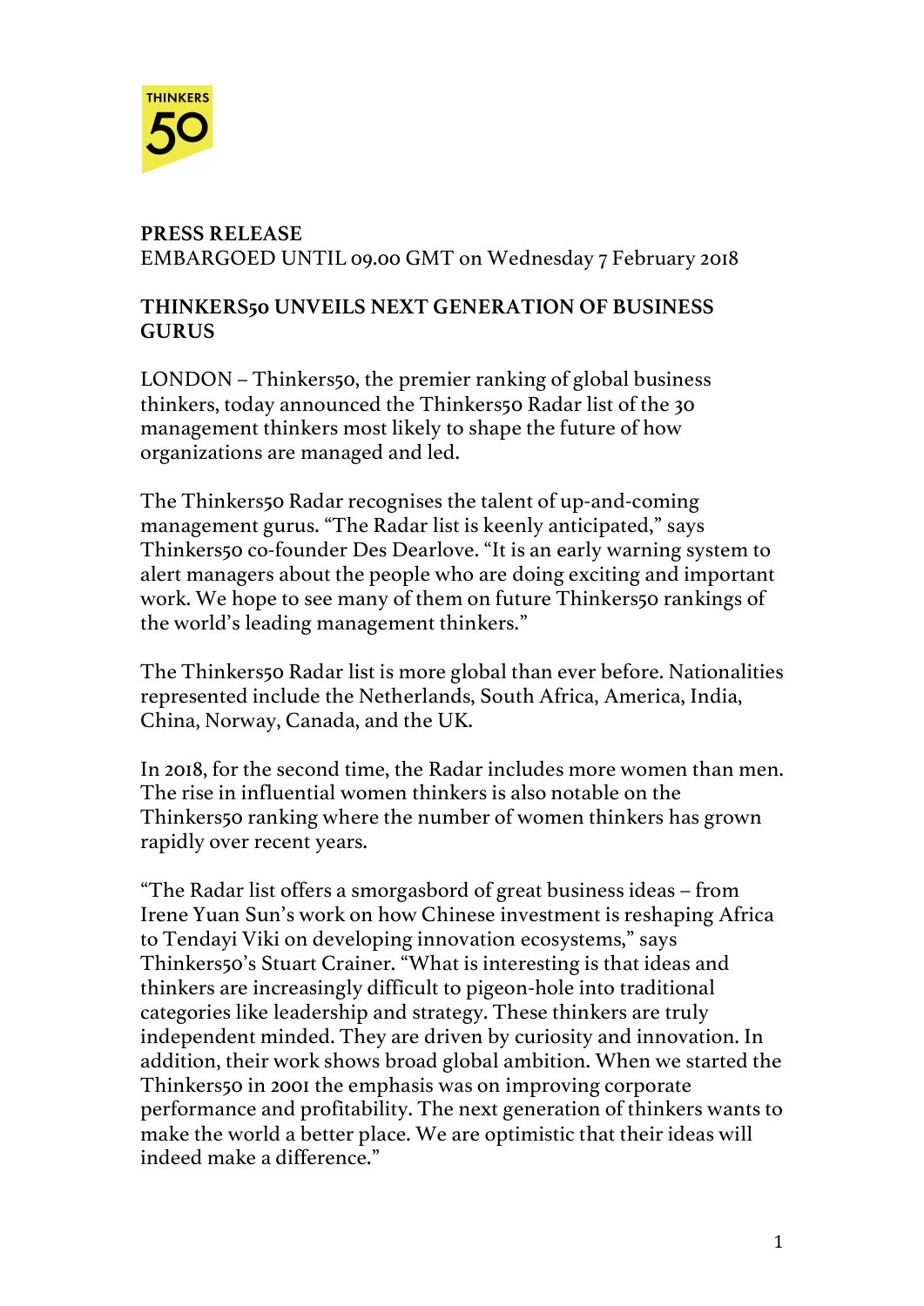**PRESS RELEASE**
EMBARGOED UNTIL 09.00 GMT on Wednesday 7 February 2018

# THINKERS50 UNVEILS NEXT GENERATION OF BUSINESS GURUS

LONDON – Thinkers50, the premier ranking of global business thinkers, today announced the Thinkers50 Radar list of the 30 management thinkers most likely to shape the future of how organizations are managed and led.

The Thinkers50 Radar recognises the talent of up-and-coming management gurus. "The Radar list is keenly anticipated," says Thinkers50 co-founder Des Dearlove. "It is an early warning system to alert managers about the people who are doing exciting and important work. We hope to see many of them on future Thinkers50 rankings of the world's leading management thinkers."

The Thinkers50 Radar list is more global than ever before. Nationalities represented include the Netherlands, South Africa, America, India, China, Norway, Canada, and the UK.

In 2018, for the second time, the Radar includes more women than men. The rise in influential women thinkers is also notable on the Thinkers50 ranking where the number of women thinkers has grown rapidly over recent years.

"The Radar list offers a smorgasbord of great business ideas – from Irene Yuan Sun's work on how Chinese investment is reshaping Africa to Tendayi Viki on developing innovation ecosystems," says Thinkers50's Stuart Crainer. "What is interesting is that ideas and thinkers are increasingly difficult to pigeon-hole into traditional categories like leadership and strategy. These thinkers are truly independent minded. They are driven by curiosity and innovation. In addition, their work shows broad global ambition. When we started the Thinkers50 in 2001 the emphasis was on improving corporate performance and profitability. The next generation of thinkers wants to make the world a better place. We are optimistic that their ideas will indeed make a difference."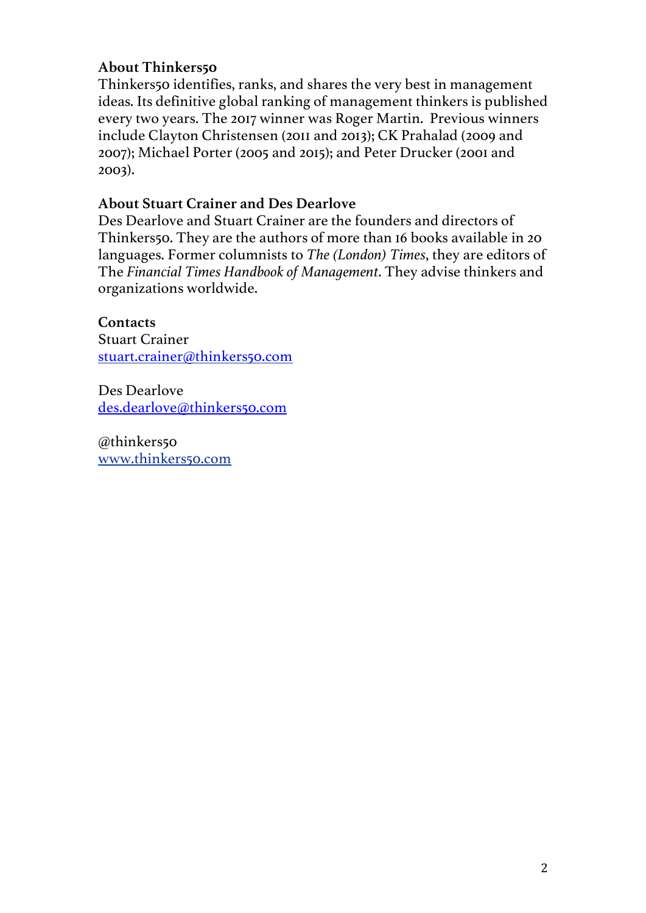**About Thinkers50**

Thinkers50 identifies, ranks, and shares the very best in management ideas. Its definitive global ranking of management thinkers is published every two years. The 2017 winner was Roger Martin. Previous winners include Clayton Christensen (2011 and 2013); CK Prahalad (2009 and 2007); Michael Porter (2005 and 2015); and Peter Drucker (2001 and 2003).

**About Stuart Crainer and Des Dearlove**

Des Dearlove and Stuart Crainer are the founders and directors of Thinkers50. They are the authors of more than 16 books available in 20 languages. Former columnists to *The (London) Times*, they are editors of The *Financial Times Handbook of Management*. They advise thinkers and organizations worldwide.

**Contacts**

Stuart Crainer
stuart.crainer@thinkers50.com

Des Dearlove
des.dearlove@thinkers50.com

@thinkers50
www.thinkers50.com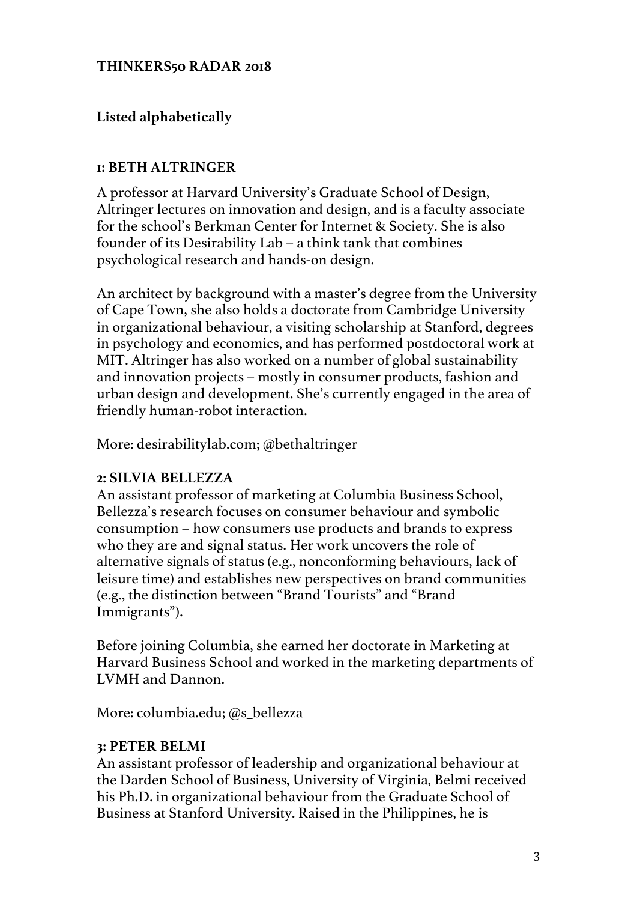## THINKERS50 RADAR 2018

**Listed alphabetically**

### 1: BETH ALTRINGER

A professor at Harvard University's Graduate School of Design, Altringer lectures on innovation and design, and is a faculty associate for the school's Berkman Center for Internet & Society. She is also founder of its Desirability Lab – a think tank that combines psychological research and hands-on design.

An architect by background with a master's degree from the University of Cape Town, she also holds a doctorate from Cambridge University in organizational behaviour, a visiting scholarship at Stanford, degrees in psychology and economics, and has performed postdoctoral work at MIT. Altringer has also worked on a number of global sustainability and innovation projects – mostly in consumer products, fashion and urban design and development. She's currently engaged in the area of friendly human-robot interaction.

More: desirabilitylab.com; @bethaltringer

### 2: SILVIA BELLEZZA

An assistant professor of marketing at Columbia Business School, Bellezza's research focuses on consumer behaviour and symbolic consumption – how consumers use products and brands to express who they are and signal status. Her work uncovers the role of alternative signals of status (e.g., nonconforming behaviours, lack of leisure time) and establishes new perspectives on brand communities (e.g., the distinction between "Brand Tourists" and "Brand Immigrants").

Before joining Columbia, she earned her doctorate in Marketing at Harvard Business School and worked in the marketing departments of LVMH and Dannon.

More: columbia.edu; @s_bellezza

### 3: PETER BELMI

An assistant professor of leadership and organizational behaviour at the Darden School of Business, University of Virginia, Belmi received his Ph.D. in organizational behaviour from the Graduate School of Business at Stanford University. Raised in the Philippines, he is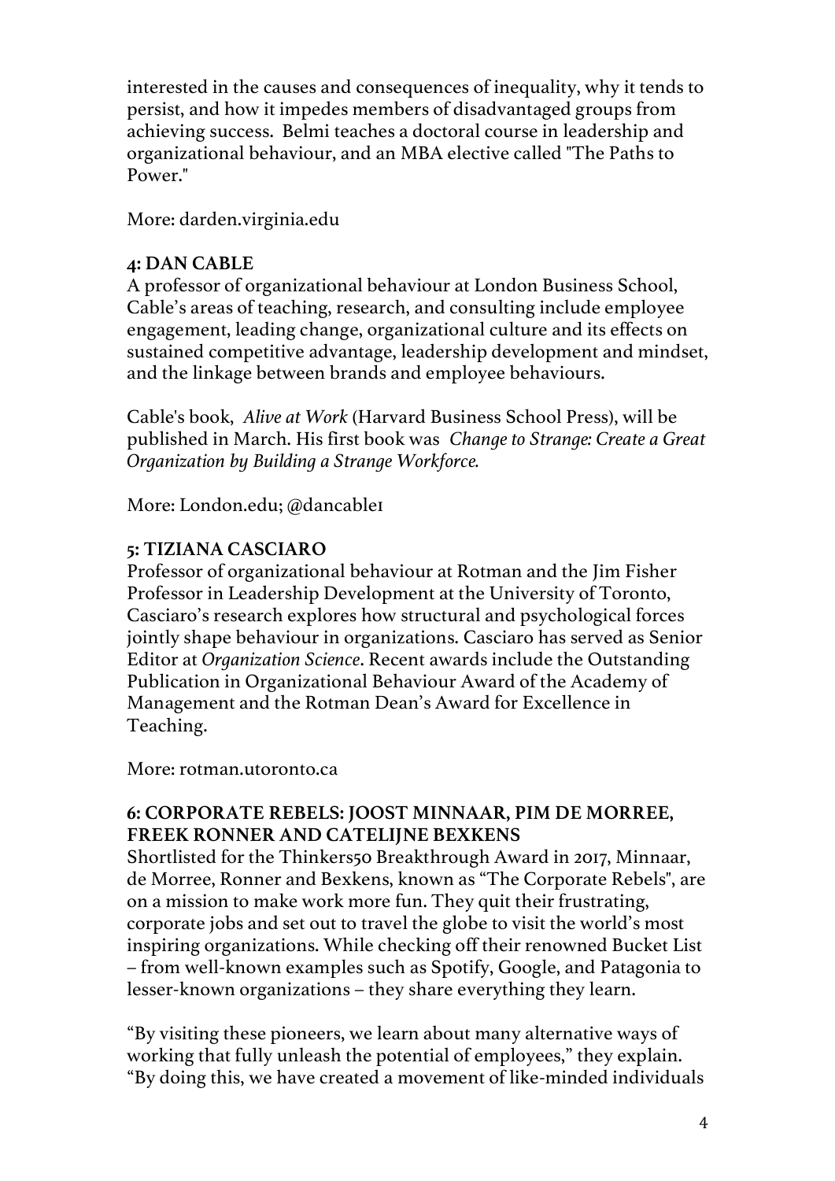interested in the causes and consequences of inequality, why it tends to persist, and how it impedes members of disadvantaged groups from achieving success. Belmi teaches a doctoral course in leadership and organizational behaviour, and an MBA elective called "The Paths to Power."

More: darden.virginia.edu

**4: DAN CABLE**
A professor of organizational behaviour at London Business School, Cable's areas of teaching, research, and consulting include employee engagement, leading change, organizational culture and its effects on sustained competitive advantage, leadership development and mindset, and the linkage between brands and employee behaviours.

Cable's book, *Alive at Work* (Harvard Business School Press), will be published in March. His first book was *Change to Strange: Create a Great Organization by Building a Strange Workforce.*

More: London.edu; @dancable1

**5: TIZIANA CASCIARO**
Professor of organizational behaviour at Rotman and the Jim Fisher Professor in Leadership Development at the University of Toronto, Casciaro's research explores how structural and psychological forces jointly shape behaviour in organizations. Casciaro has served as Senior Editor at *Organization Science*. Recent awards include the Outstanding Publication in Organizational Behaviour Award of the Academy of Management and the Rotman Dean's Award for Excellence in Teaching.

More: rotman.utoronto.ca

**6: CORPORATE REBELS: JOOST MINNAAR, PIM DE MORREE, FREEK RONNER AND CATELIJNE BEXKENS**
Shortlisted for the Thinkers50 Breakthrough Award in 2017, Minnaar, de Morree, Ronner and Bexkens, known as "The Corporate Rebels", are on a mission to make work more fun. They quit their frustrating, corporate jobs and set out to travel the globe to visit the world's most inspiring organizations. While checking off their renowned Bucket List – from well-known examples such as Spotify, Google, and Patagonia to lesser-known organizations – they share everything they learn.

"By visiting these pioneers, we learn about many alternative ways of working that fully unleash the potential of employees," they explain. "By doing this, we have created a movement of like-minded individuals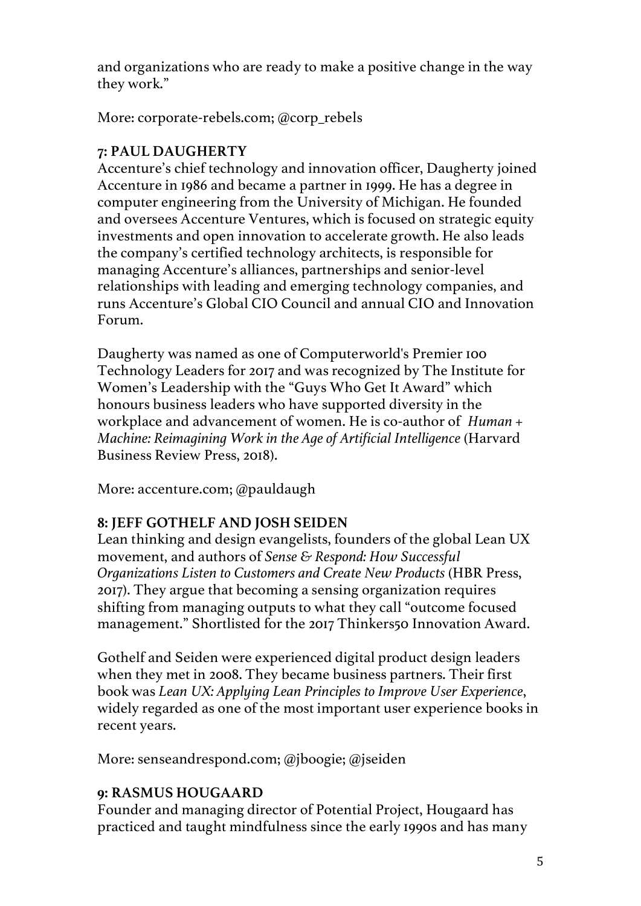and organizations who are ready to make a positive change in the way they work."

More: corporate-rebels.com; @corp_rebels

**7: PAUL DAUGHERTY**

Accenture's chief technology and innovation officer, Daugherty joined Accenture in 1986 and became a partner in 1999. He has a degree in computer engineering from the University of Michigan. He founded and oversees Accenture Ventures, which is focused on strategic equity investments and open innovation to accelerate growth. He also leads the company's certified technology architects, is responsible for managing Accenture's alliances, partnerships and senior-level relationships with leading and emerging technology companies, and runs Accenture's Global CIO Council and annual CIO and Innovation Forum.

Daugherty was named as one of Computerworld's Premier 100 Technology Leaders for 2017 and was recognized by The Institute for Women's Leadership with the "Guys Who Get It Award" which honours business leaders who have supported diversity in the workplace and advancement of women. He is co-author of *Human + Machine: Reimagining Work in the Age of Artificial Intelligence* (Harvard Business Review Press, 2018).

More: accenture.com; @pauldaugh

**8: JEFF GOTHELF AND JOSH SEIDEN**

Lean thinking and design evangelists, founders of the global Lean UX movement, and authors of *Sense & Respond: How Successful Organizations Listen to Customers and Create New Products* (HBR Press, 2017). They argue that becoming a sensing organization requires shifting from managing outputs to what they call "outcome focused management." Shortlisted for the 2017 Thinkers50 Innovation Award.

Gothelf and Seiden were experienced digital product design leaders when they met in 2008. They became business partners. Their first book was *Lean UX: Applying Lean Principles to Improve User Experience*, widely regarded as one of the most important user experience books in recent years.

More: senseandrespond.com; @jboogie; @jseiden

**9: RASMUS HOUGAARD**

Founder and managing director of Potential Project, Hougaard has practiced and taught mindfulness since the early 1990s and has many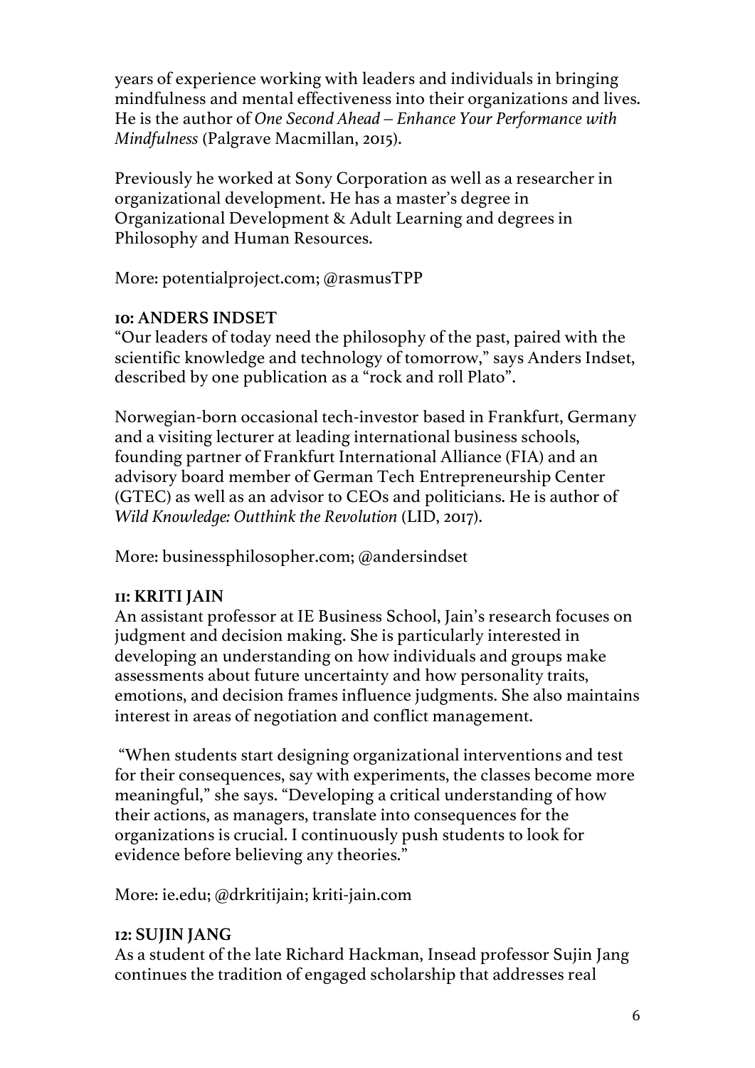years of experience working with leaders and individuals in bringing mindfulness and mental effectiveness into their organizations and lives. He is the author of *One Second Ahead – Enhance Your Performance with Mindfulness* (Palgrave Macmillan, 2015).

Previously he worked at Sony Corporation as well as a researcher in organizational development. He has a master's degree in Organizational Development & Adult Learning and degrees in Philosophy and Human Resources.

More: potentialproject.com; @rasmusTPP

**10: ANDERS INDSET**

"Our leaders of today need the philosophy of the past, paired with the scientific knowledge and technology of tomorrow," says Anders Indset, described by one publication as a "rock and roll Plato".

Norwegian-born occasional tech-investor based in Frankfurt, Germany and a visiting lecturer at leading international business schools, founding partner of Frankfurt International Alliance (FIA) and an advisory board member of German Tech Entrepreneurship Center (GTEC) as well as an advisor to CEOs and politicians. He is author of *Wild Knowledge: Outthink the Revolution* (LID, 2017).

More: businessphilosopher.com; @andersindset

**11: KRITI JAIN**

An assistant professor at IE Business School, Jain's research focuses on judgment and decision making. She is particularly interested in developing an understanding on how individuals and groups make assessments about future uncertainty and how personality traits, emotions, and decision frames influence judgments. She also maintains interest in areas of negotiation and conflict management.

"When students start designing organizational interventions and test for their consequences, say with experiments, the classes become more meaningful," she says. "Developing a critical understanding of how their actions, as managers, translate into consequences for the organizations is crucial. I continuously push students to look for evidence before believing any theories."

More: ie.edu; @drkritijain; kriti-jain.com

**12: SUJIN JANG**

As a student of the late Richard Hackman, Insead professor Sujin Jang continues the tradition of engaged scholarship that addresses real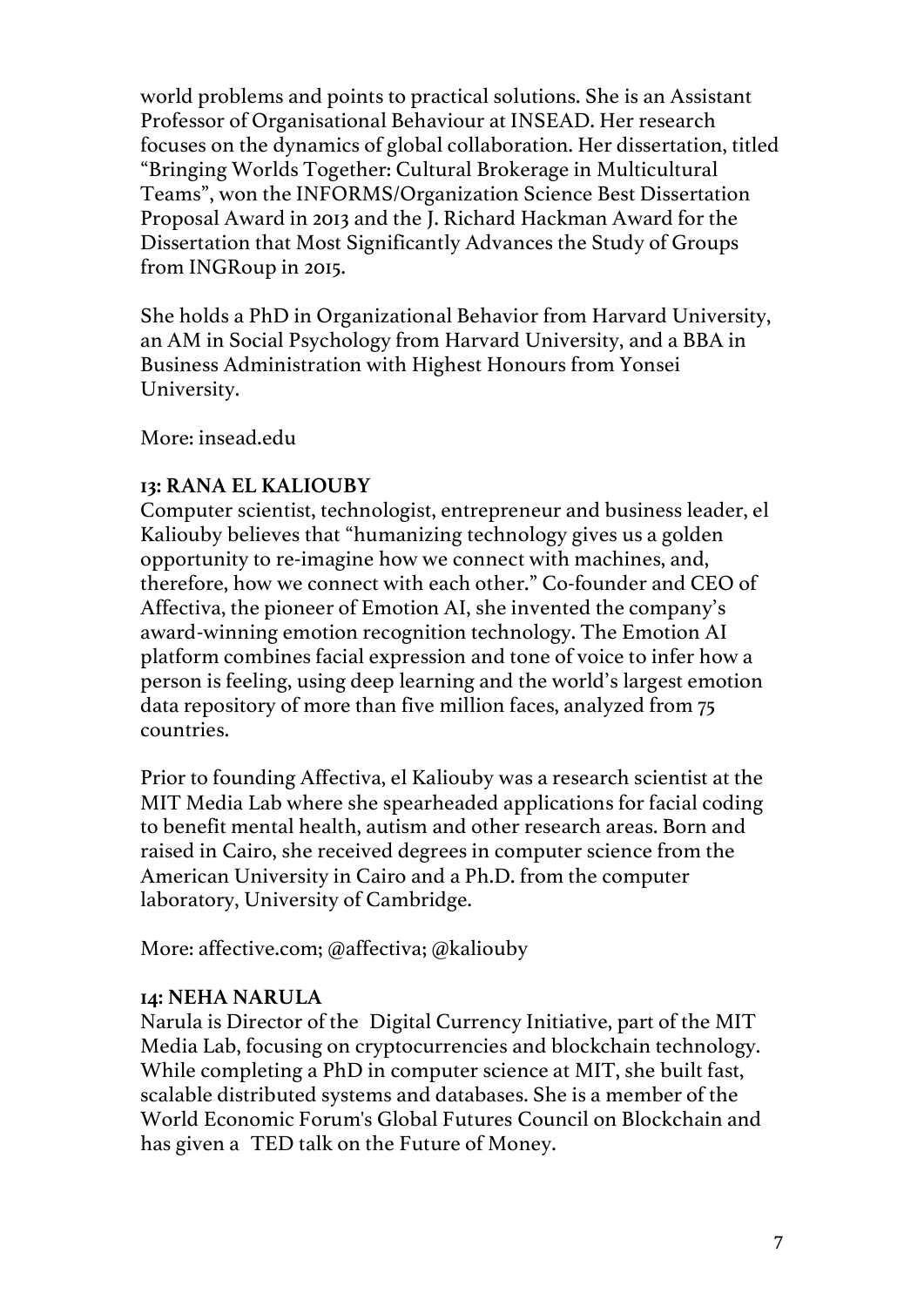world problems and points to practical solutions. She is an Assistant Professor of Organisational Behaviour at INSEAD. Her research focuses on the dynamics of global collaboration. Her dissertation, titled "Bringing Worlds Together: Cultural Brokerage in Multicultural Teams", won the INFORMS/Organization Science Best Dissertation Proposal Award in 2013 and the J. Richard Hackman Award for the Dissertation that Most Significantly Advances the Study of Groups from INGRoup in 2015.

She holds a PhD in Organizational Behavior from Harvard University, an AM in Social Psychology from Harvard University, and a BBA in Business Administration with Highest Honours from Yonsei University.

More: insead.edu

**13: RANA EL KALIOUBY**

Computer scientist, technologist, entrepreneur and business leader, el Kaliouby believes that "humanizing technology gives us a golden opportunity to re-imagine how we connect with machines, and, therefore, how we connect with each other." Co-founder and CEO of Affectiva, the pioneer of Emotion AI, she invented the company's award-winning emotion recognition technology. The Emotion AI platform combines facial expression and tone of voice to infer how a person is feeling, using deep learning and the world's largest emotion data repository of more than five million faces, analyzed from 75 countries.

Prior to founding Affectiva, el Kaliouby was a research scientist at the MIT Media Lab where she spearheaded applications for facial coding to benefit mental health, autism and other research areas. Born and raised in Cairo, she received degrees in computer science from the American University in Cairo and a Ph.D. from the computer laboratory, University of Cambridge.

More: affective.com; @affectiva; @kaliouby

**14: NEHA NARULA**

Narula is Director of the Digital Currency Initiative, part of the MIT Media Lab, focusing on cryptocurrencies and blockchain technology. While completing a PhD in computer science at MIT, she built fast, scalable distributed systems and databases. She is a member of the World Economic Forum's Global Futures Council on Blockchain and has given a TED talk on the Future of Money.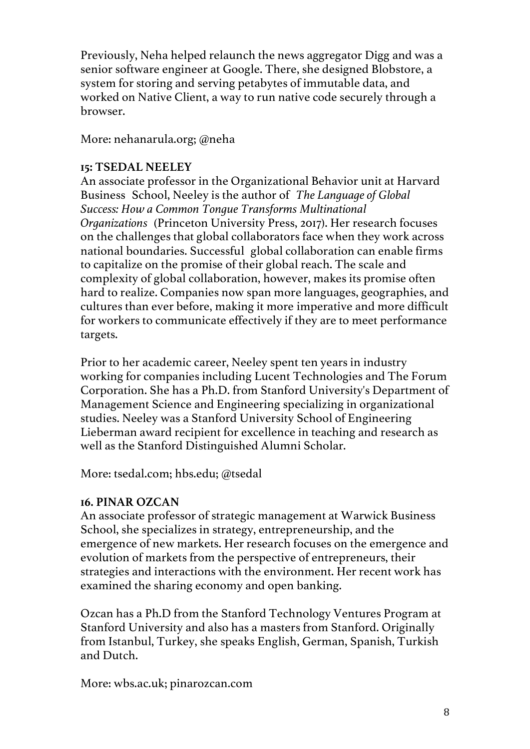Previously, Neha helped relaunch the news aggregator Digg and was a senior software engineer at Google. There, she designed Blobstore, a system for storing and serving petabytes of immutable data, and worked on Native Client, a way to run native code securely through a browser.

More: nehanarula.org; @neha

**15: TSEDAL NEELEY**

An associate professor in the Organizational Behavior unit at Harvard Business School, Neeley is the author of *The Language of Global Success: How a Common Tongue Transforms Multinational Organizations* (Princeton University Press, 2017). Her research focuses on the challenges that global collaborators face when they work across national boundaries. Successful global collaboration can enable firms to capitalize on the promise of their global reach. The scale and complexity of global collaboration, however, makes its promise often hard to realize. Companies now span more languages, geographies, and cultures than ever before, making it more imperative and more difficult for workers to communicate effectively if they are to meet performance targets.

Prior to her academic career, Neeley spent ten years in industry working for companies including Lucent Technologies and The Forum Corporation. She has a Ph.D. from Stanford University's Department of Management Science and Engineering specializing in organizational studies. Neeley was a Stanford University School of Engineering Lieberman award recipient for excellence in teaching and research as well as the Stanford Distinguished Alumni Scholar.

More: tsedal.com; hbs.edu; @tsedal

**16. PINAR OZCAN**

An associate professor of strategic management at Warwick Business School, she specializes in strategy, entrepreneurship, and the emergence of new markets. Her research focuses on the emergence and evolution of markets from the perspective of entrepreneurs, their strategies and interactions with the environment. Her recent work has examined the sharing economy and open banking.

Ozcan has a Ph.D from the Stanford Technology Ventures Program at Stanford University and also has a masters from Stanford. Originally from Istanbul, Turkey, she speaks English, German, Spanish, Turkish and Dutch.

More: wbs.ac.uk; pinarozcan.com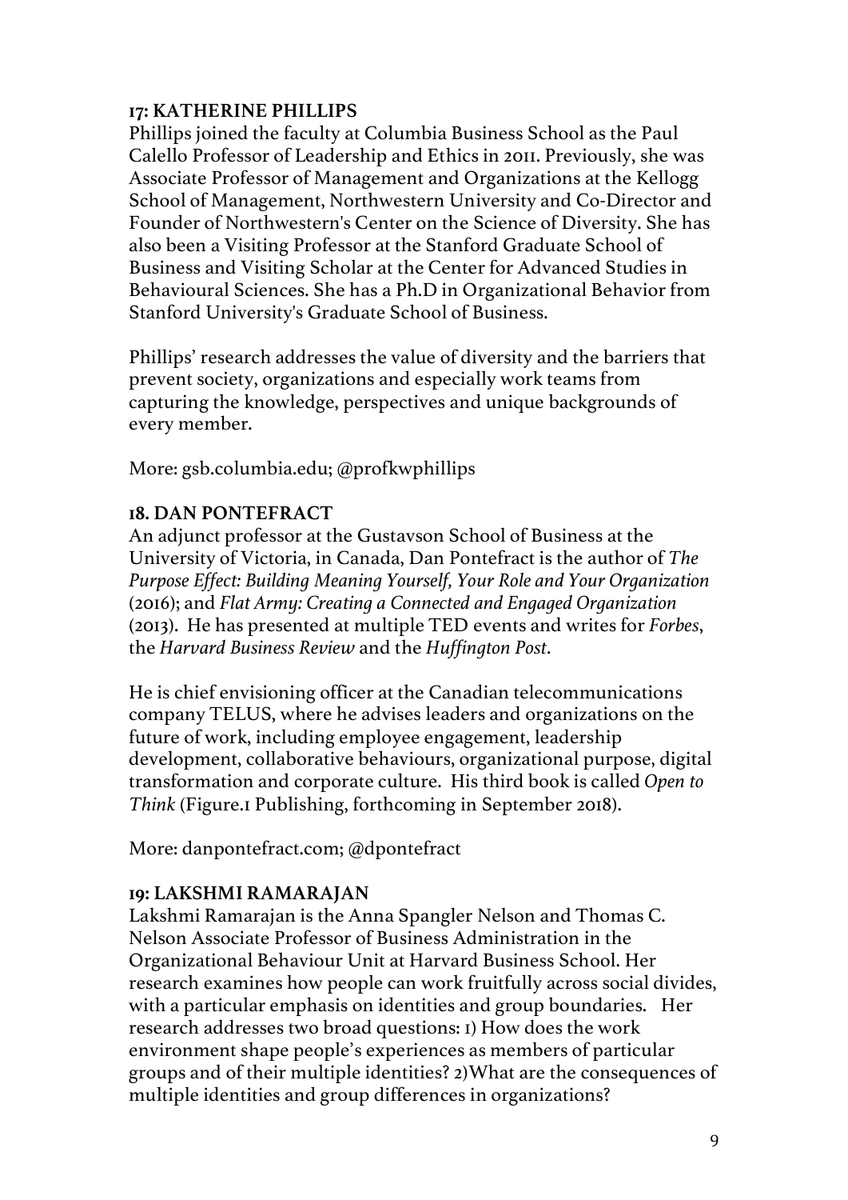**17: KATHERINE PHILLIPS**

Phillips joined the faculty at Columbia Business School as the Paul Calello Professor of Leadership and Ethics in 2011. Previously, she was Associate Professor of Management and Organizations at the Kellogg School of Management, Northwestern University and Co-Director and Founder of Northwestern's Center on the Science of Diversity. She has also been a Visiting Professor at the Stanford Graduate School of Business and Visiting Scholar at the Center for Advanced Studies in Behavioural Sciences. She has a Ph.D in Organizational Behavior from Stanford University's Graduate School of Business.

Phillips' research addresses the value of diversity and the barriers that prevent society, organizations and especially work teams from capturing the knowledge, perspectives and unique backgrounds of every member.

More: gsb.columbia.edu; @profkwphillips

**18. DAN PONTEFRACT**

An adjunct professor at the Gustavson School of Business at the University of Victoria, in Canada, Dan Pontefract is the author of *The Purpose Effect: Building Meaning Yourself, Your Role and Your Organization* (2016); and *Flat Army: Creating a Connected and Engaged Organization* (2013). He has presented at multiple TED events and writes for *Forbes*, the *Harvard Business Review* and the *Huffington Post*.

He is chief envisioning officer at the Canadian telecommunications company TELUS, where he advises leaders and organizations on the future of work, including employee engagement, leadership development, collaborative behaviours, organizational purpose, digital transformation and corporate culture. His third book is called *Open to Think* (Figure.1 Publishing, forthcoming in September 2018).

More: danpontefract.com; @dpontefract

**19: LAKSHMI RAMARAJAN**

Lakshmi Ramarajan is the Anna Spangler Nelson and Thomas C. Nelson Associate Professor of Business Administration in the Organizational Behaviour Unit at Harvard Business School. Her research examines how people can work fruitfully across social divides, with a particular emphasis on identities and group boundaries. Her research addresses two broad questions: 1) How does the work environment shape people's experiences as members of particular groups and of their multiple identities? 2)What are the consequences of multiple identities and group differences in organizations?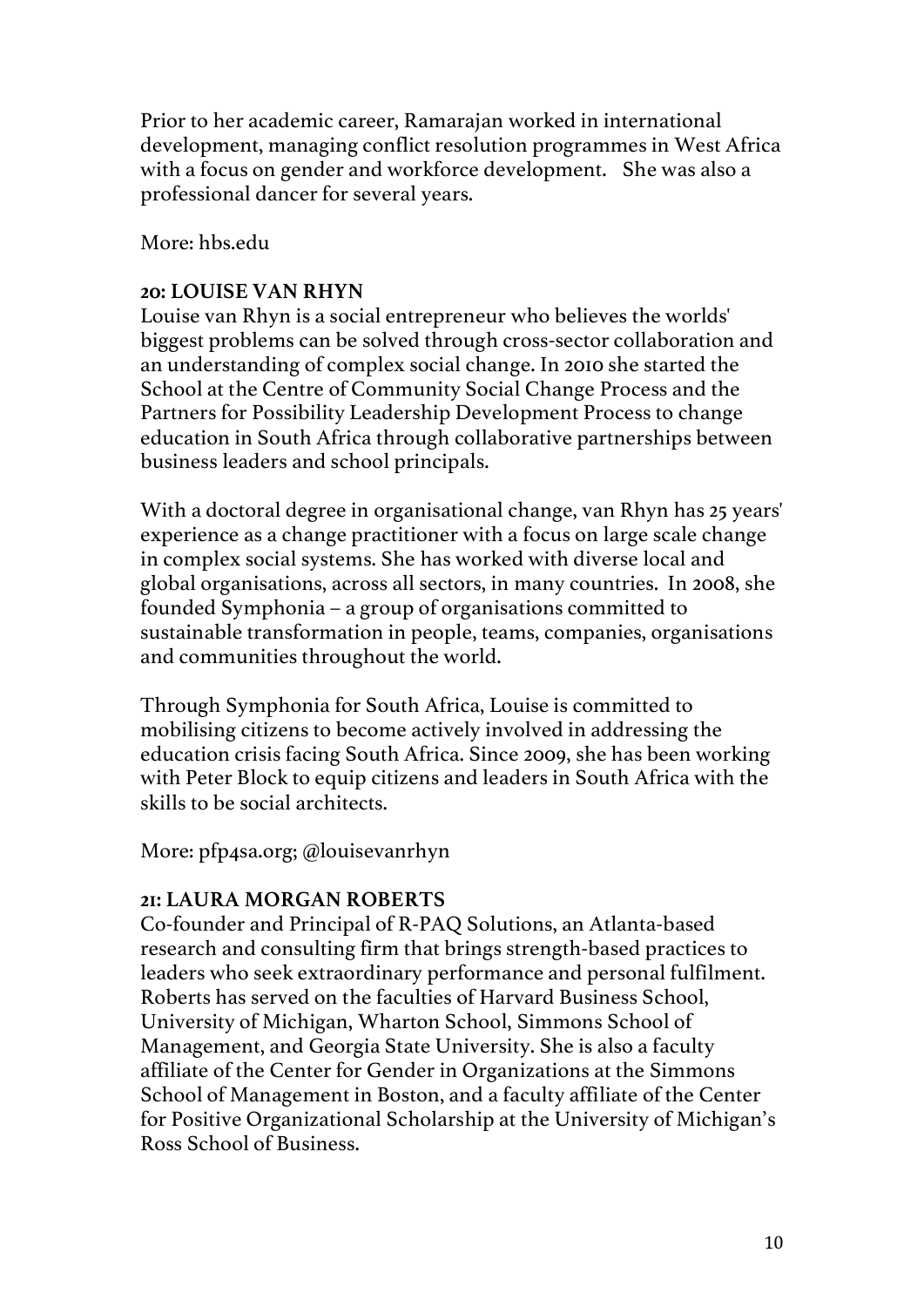Prior to her academic career, Ramarajan worked in international development, managing conflict resolution programmes in West Africa with a focus on gender and workforce development. She was also a professional dancer for several years.

More: hbs.edu

### 20: LOUISE VAN RHYN

Louise van Rhyn is a social entrepreneur who believes the worlds' biggest problems can be solved through cross-sector collaboration and an understanding of complex social change. In 2010 she started the School at the Centre of Community Social Change Process and the Partners for Possibility Leadership Development Process to change education in South Africa through collaborative partnerships between business leaders and school principals.

With a doctoral degree in organisational change, van Rhyn has 25 years' experience as a change practitioner with a focus on large scale change in complex social systems. She has worked with diverse local and global organisations, across all sectors, in many countries. In 2008, she founded Symphonia – a group of organisations committed to sustainable transformation in people, teams, companies, organisations and communities throughout the world.

Through Symphonia for South Africa, Louise is committed to mobilising citizens to become actively involved in addressing the education crisis facing South Africa. Since 2009, she has been working with Peter Block to equip citizens and leaders in South Africa with the skills to be social architects.

More: pfp4sa.org; @louisevanrhyn

### 21: LAURA MORGAN ROBERTS

Co-founder and Principal of R-PAQ Solutions, an Atlanta-based research and consulting firm that brings strength-based practices to leaders who seek extraordinary performance and personal fulfilment. Roberts has served on the faculties of Harvard Business School, University of Michigan, Wharton School, Simmons School of Management, and Georgia State University. She is also a faculty affiliate of the Center for Gender in Organizations at the Simmons School of Management in Boston, and a faculty affiliate of the Center for Positive Organizational Scholarship at the University of Michigan's Ross School of Business.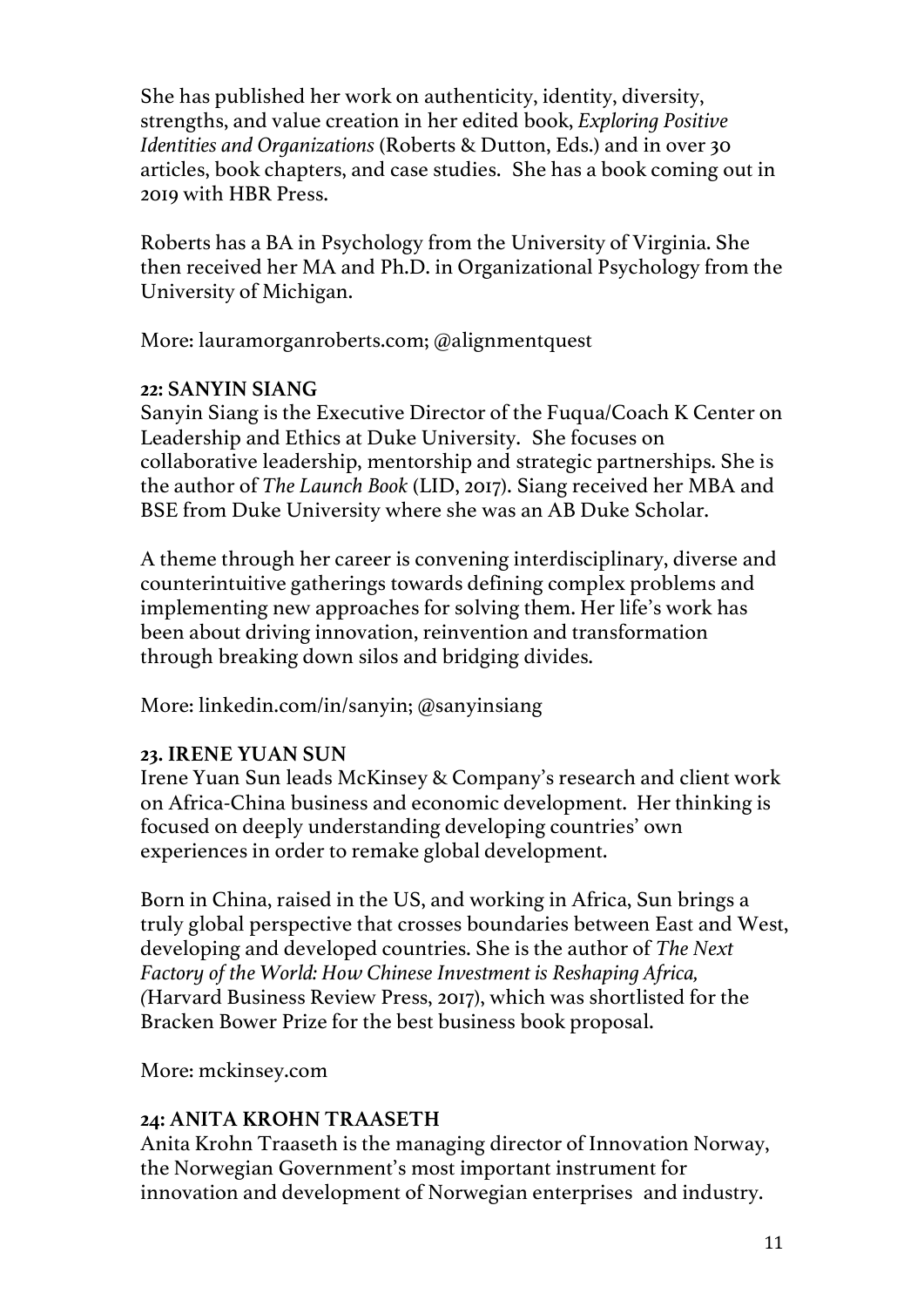She has published her work on authenticity, identity, diversity, strengths, and value creation in her edited book, *Exploring Positive Identities and Organizations* (Roberts & Dutton, Eds.) and in over 30 articles, book chapters, and case studies. She has a book coming out in 2019 with HBR Press.

Roberts has a BA in Psychology from the University of Virginia. She then received her MA and Ph.D. in Organizational Psychology from the University of Michigan.

More: lauramorganroberts.com; @alignmentquest

**22: SANYIN SIANG**

Sanyin Siang is the Executive Director of the Fuqua/Coach K Center on Leadership and Ethics at Duke University. She focuses on collaborative leadership, mentorship and strategic partnerships. She is the author of *The Launch Book* (LID, 2017). Siang received her MBA and BSE from Duke University where she was an AB Duke Scholar.

A theme through her career is convening interdisciplinary, diverse and counterintuitive gatherings towards defining complex problems and implementing new approaches for solving them. Her life's work has been about driving innovation, reinvention and transformation through breaking down silos and bridging divides.

More: linkedin.com/in/sanyin; @sanyinsiang

**23. IRENE YUAN SUN**

Irene Yuan Sun leads McKinsey & Company's research and client work on Africa-China business and economic development. Her thinking is focused on deeply understanding developing countries' own experiences in order to remake global development.

Born in China, raised in the US, and working in Africa, Sun brings a truly global perspective that crosses boundaries between East and West, developing and developed countries. She is the author of *The Next Factory of the World: How Chinese Investment is Reshaping Africa,* (Harvard Business Review Press, 2017), which was shortlisted for the Bracken Bower Prize for the best business book proposal.

More: mckinsey.com

**24: ANITA KROHN TRAASETH**

Anita Krohn Traaseth is the managing director of Innovation Norway, the Norwegian Government's most important instrument for innovation and development of Norwegian enterprises and industry.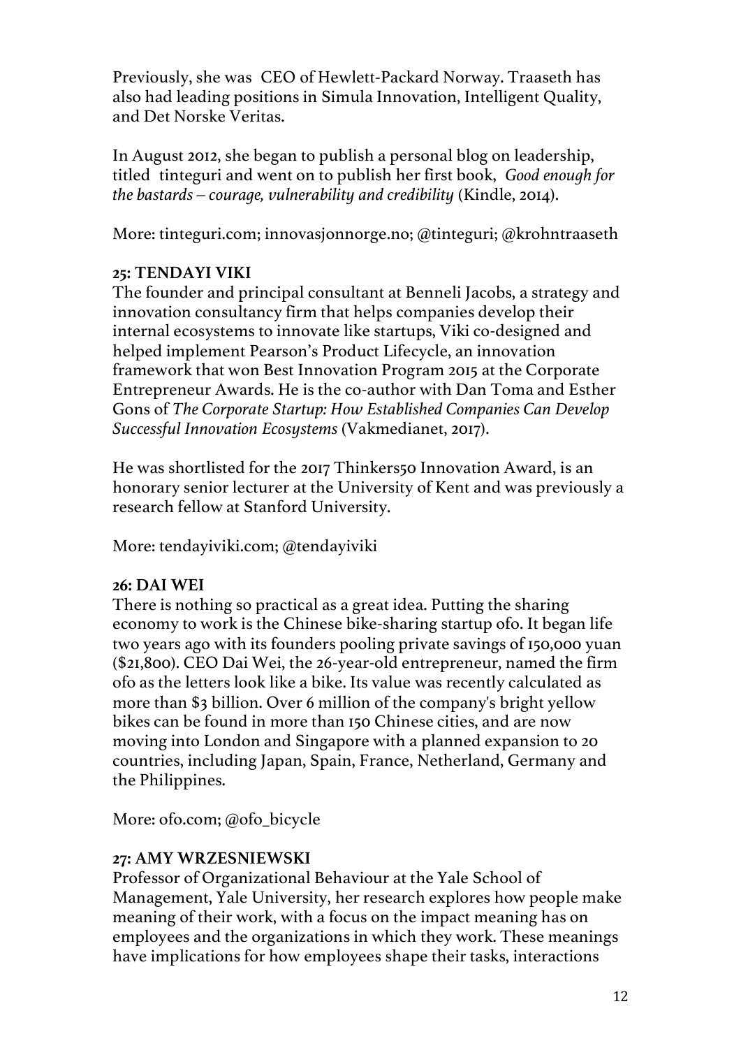Previously, she was  CEO of Hewlett-Packard Norway. Traaseth has also had leading positions in Simula Innovation, Intelligent Quality, and Det Norske Veritas.

In August 2012, she began to publish a personal blog on leadership, titled  tinteguri and went on to publish her first book,  *Good enough for the bastards – courage, vulnerability and credibility* (Kindle, 2014).

More: tinteguri.com; innovasjonnorge.no; @tinteguri; @krohntraaseth

**25: TENDAYI VIKI**

The founder and principal consultant at Benneli Jacobs, a strategy and innovation consultancy firm that helps companies develop their internal ecosystems to innovate like startups, Viki co-designed and helped implement Pearson's Product Lifecycle, an innovation framework that won Best Innovation Program 2015 at the Corporate Entrepreneur Awards. He is the co-author with Dan Toma and Esther Gons of *The Corporate Startup: How Established Companies Can Develop Successful Innovation Ecosystems* (Vakmedianet, 2017).

He was shortlisted for the 2017 Thinkers50 Innovation Award, is an honorary senior lecturer at the University of Kent and was previously a research fellow at Stanford University.

More: tendayiviki.com; @tendayiviki

**26: DAI WEI**

There is nothing so practical as a great idea. Putting the sharing economy to work is the Chinese bike-sharing startup ofo. It began life two years ago with its founders pooling private savings of 150,000 yuan ($21,800). CEO Dai Wei, the 26-year-old entrepreneur, named the firm ofo as the letters look like a bike. Its value was recently calculated as more than $3 billion. Over 6 million of the company's bright yellow bikes can be found in more than 150 Chinese cities, and are now moving into London and Singapore with a planned expansion to 20 countries, including Japan, Spain, France, Netherland, Germany and the Philippines.

More: ofo.com; @ofo_bicycle

**27: AMY WRZESNIEWSKI**

Professor of Organizational Behaviour at the Yale School of Management, Yale University, her research explores how people make meaning of their work, with a focus on the impact meaning has on employees and the organizations in which they work. These meanings have implications for how employees shape their tasks, interactions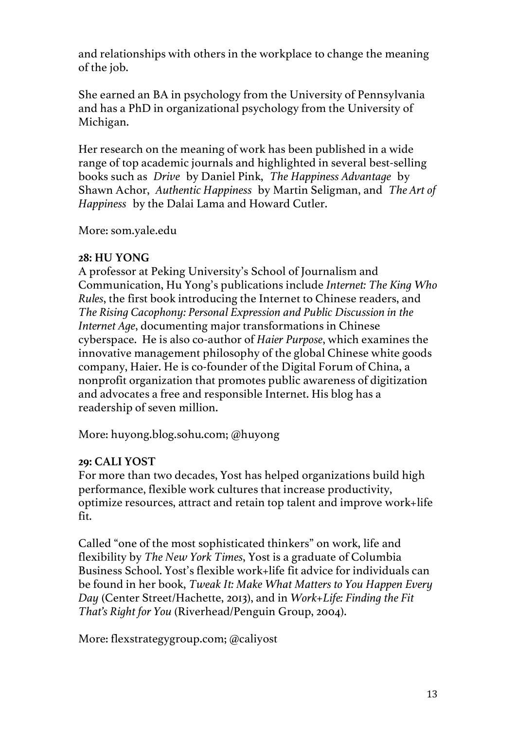and relationships with others in the workplace to change the meaning of the job.

She earned an BA in psychology from the University of Pennsylvania and has a PhD in organizational psychology from the University of Michigan.

Her research on the meaning of work has been published in a wide range of top academic journals and highlighted in several best-selling books such as *Drive* by Daniel Pink, *The Happiness Advantage* by Shawn Achor, *Authentic Happiness* by Martin Seligman, and *The Art of Happiness* by the Dalai Lama and Howard Cutler.

More: som.yale.edu

**28: HU YONG**

A professor at Peking University's School of Journalism and Communication, Hu Yong's publications include *Internet: The King Who Rules*, the first book introducing the Internet to Chinese readers, and *The Rising Cacophony: Personal Expression and Public Discussion in the Internet Age*, documenting major transformations in Chinese cyberspace. He is also co-author of *Haier Purpose*, which examines the innovative management philosophy of the global Chinese white goods company, Haier. He is co-founder of the Digital Forum of China, a nonprofit organization that promotes public awareness of digitization and advocates a free and responsible Internet. His blog has a readership of seven million.

More: huyong.blog.sohu.com; @huyong

**29: CALI YOST**

For more than two decades, Yost has helped organizations build high performance, flexible work cultures that increase productivity, optimize resources, attract and retain top talent and improve work+life fit.

Called "one of the most sophisticated thinkers" on work, life and flexibility by *The New York Times*, Yost is a graduate of Columbia Business School. Yost's flexible work+life fit advice for individuals can be found in her book, *Tweak It: Make What Matters to You Happen Every Day* (Center Street/Hachette, 2013), and in *Work+Life: Finding the Fit That's Right for You* (Riverhead/Penguin Group, 2004).

More: flexstrategygroup.com; @caliyost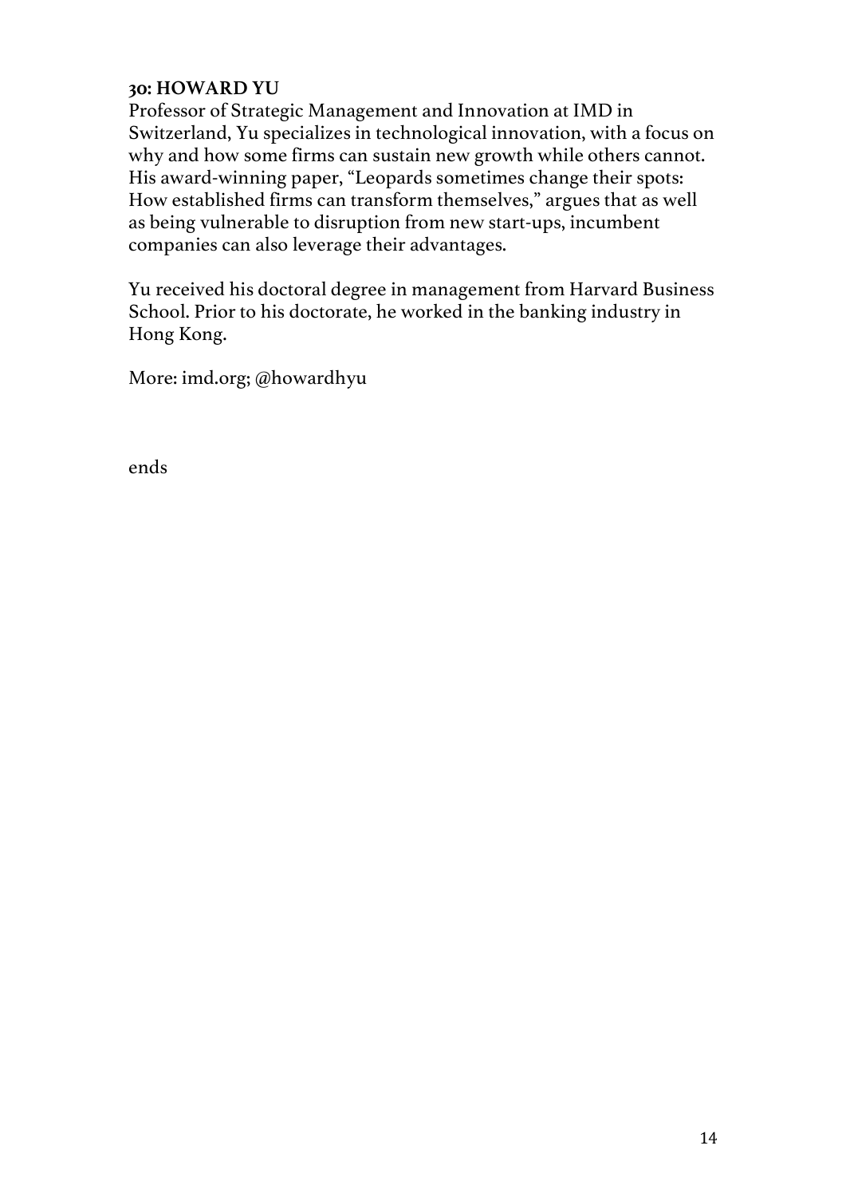**30: HOWARD YU**

Professor of Strategic Management and Innovation at IMD in Switzerland, Yu specializes in technological innovation, with a focus on why and how some firms can sustain new growth while others cannot. His award-winning paper, “Leopards sometimes change their spots: How established firms can transform themselves,” argues that as well as being vulnerable to disruption from new start-ups, incumbent companies can also leverage their advantages.

Yu received his doctoral degree in management from Harvard Business School. Prior to his doctorate, he worked in the banking industry in Hong Kong.

More: imd.org; @howardhyu

ends